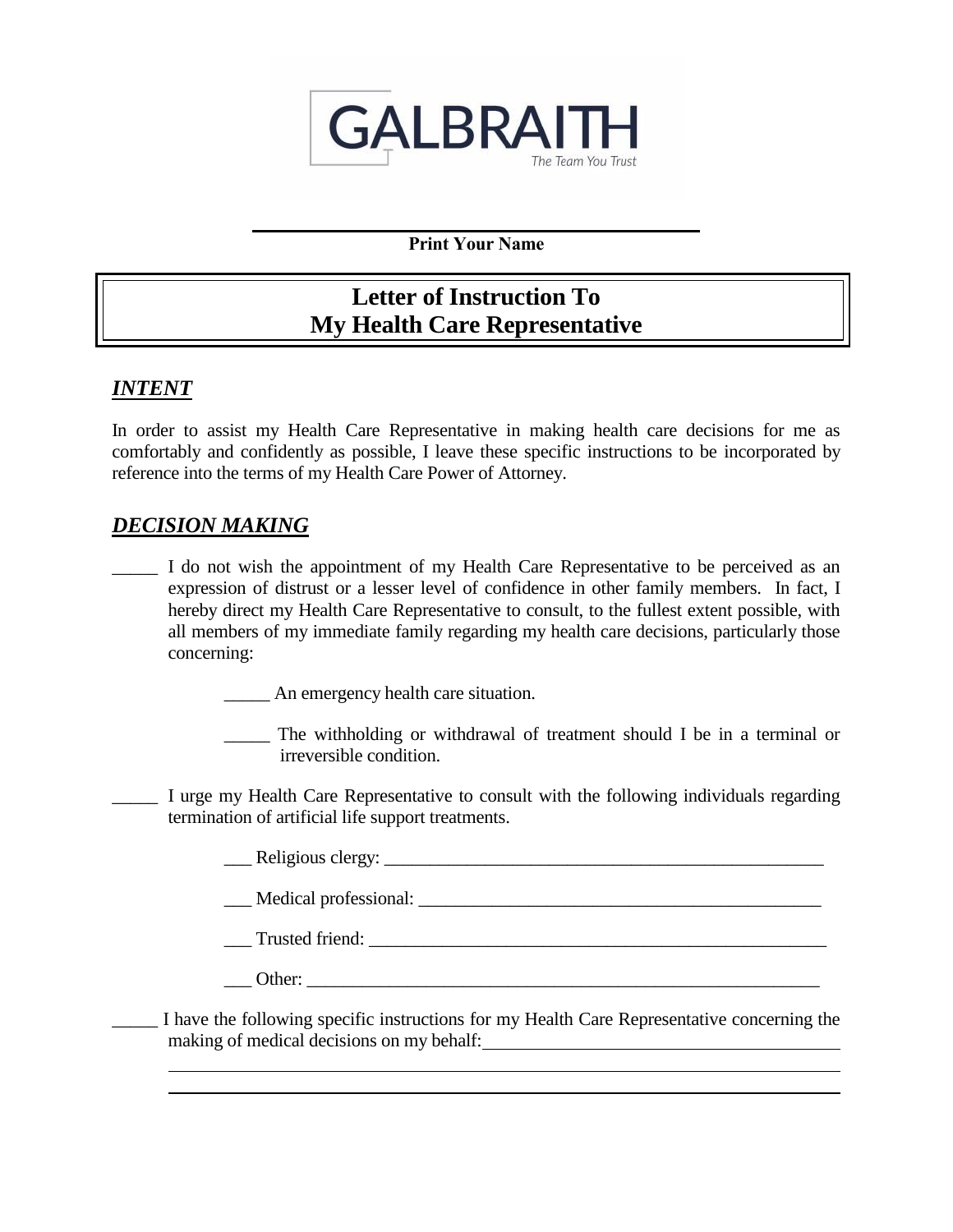GALBRAITH
The Team You Trust

\_\_\_\_\_\_\_\_\_\_\_\_\_\_\_\_\_\_\_\_\_\_\_\_\_\_\_\_\_\_\_\_\_\_\_\_\_\_\_\_

**Print Your Name**

# Letter of Instruction To My Health Care Representative

## ***INTENT***

In order to assist my Health Care Representative in making health care decisions for me as comfortably and confidently as possible, I leave these specific instructions to be incorporated by reference into the terms of my Health Care Power of Attorney.

## ***DECISION MAKING***

_____ I do not wish the appointment of my Health Care Representative to be perceived as an expression of distrust or a lesser level of confidence in other family members. In fact, I hereby direct my Health Care Representative to consult, to the fullest extent possible, with all members of my immediate family regarding my health care decisions, particularly those concerning:

> _____ An emergency health care situation.
>
> _____ The withholding or withdrawal of treatment should I be in a terminal or irreversible condition.

_____ I urge my Health Care Representative to consult with the following individuals regarding termination of artificial life support treatments.

> ___ Religious clergy: ___________________________________________________
>
> ___ Medical professional: _____________________________________________
>
> ___ Trusted friend: _____________________________________________________
>
> ___ Other: _________________________________________________________

_____ I have the following specific instructions for my Health Care Representative concerning the making of medical decisions on my behalf: ________________________________________

________________________________________________________________________________

________________________________________________________________________________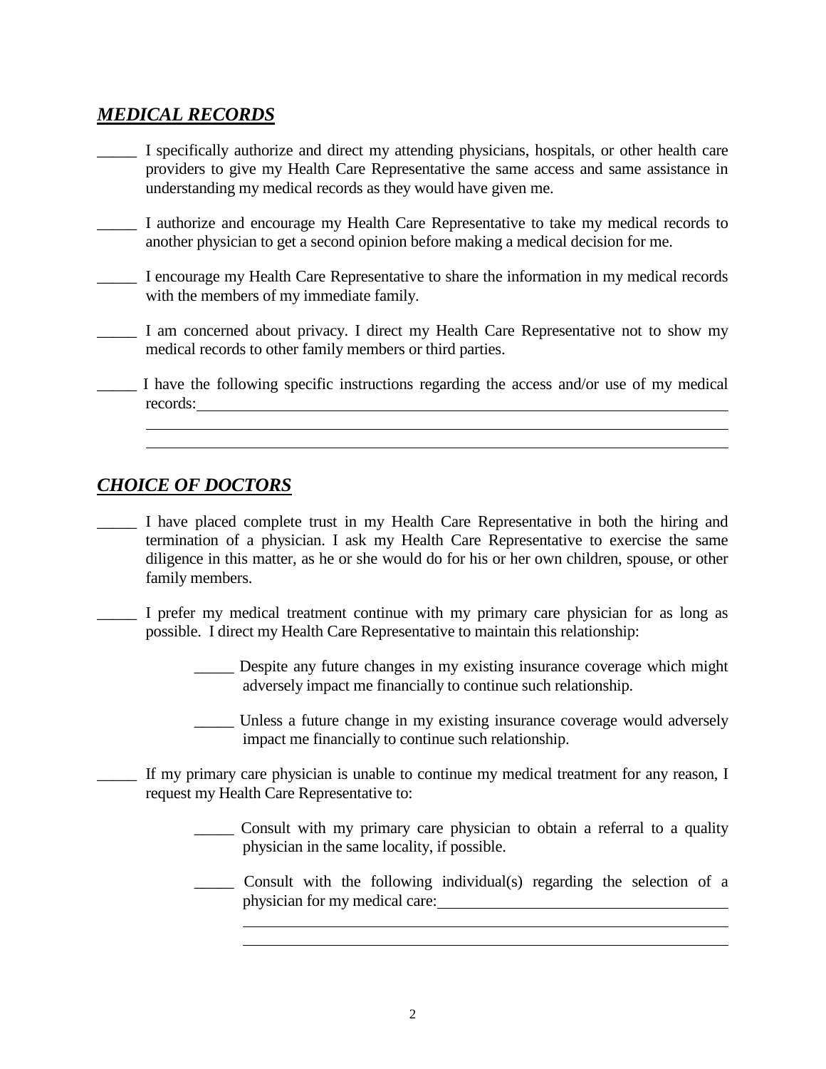## ***MEDICAL RECORDS***

_____ I specifically authorize and direct my attending physicians, hospitals, or other health care providers to give my Health Care Representative the same access and same assistance in understanding my medical records as they would have given me.

_____ I authorize and encourage my Health Care Representative to take my medical records to another physician to get a second opinion before making a medical decision for me.

_____ I encourage my Health Care Representative to share the information in my medical records with the members of my immediate family.

_____ I am concerned about privacy. I direct my Health Care Representative not to show my medical records to other family members or third parties.

_____ I have the following specific instructions regarding the access and/or use of my medical records: ____________________________________________________________

______________________________________________________________________

______________________________________________________________________

## ***CHOICE OF DOCTORS***

_____ I have placed complete trust in my Health Care Representative in both the hiring and termination of a physician. I ask my Health Care Representative to exercise the same diligence in this matter, as he or she would do for his or her own children, spouse, or other family members.

_____ I prefer my medical treatment continue with my primary care physician for as long as possible. I direct my Health Care Representative to maintain this relationship:

> _____ Despite any future changes in my existing insurance coverage which might adversely impact me financially to continue such relationship.
>
> _____ Unless a future change in my existing insurance coverage would adversely impact me financially to continue such relationship.

_____ If my primary care physician is unable to continue my medical treatment for any reason, I request my Health Care Representative to:

> _____ Consult with my primary care physician to obtain a referral to a quality physician in the same locality, if possible.
>
> _____ Consult with the following individual(s) regarding the selection of a physician for my medical care: ____________________________________
>
> ______________________________________________________________
>
> ______________________________________________________________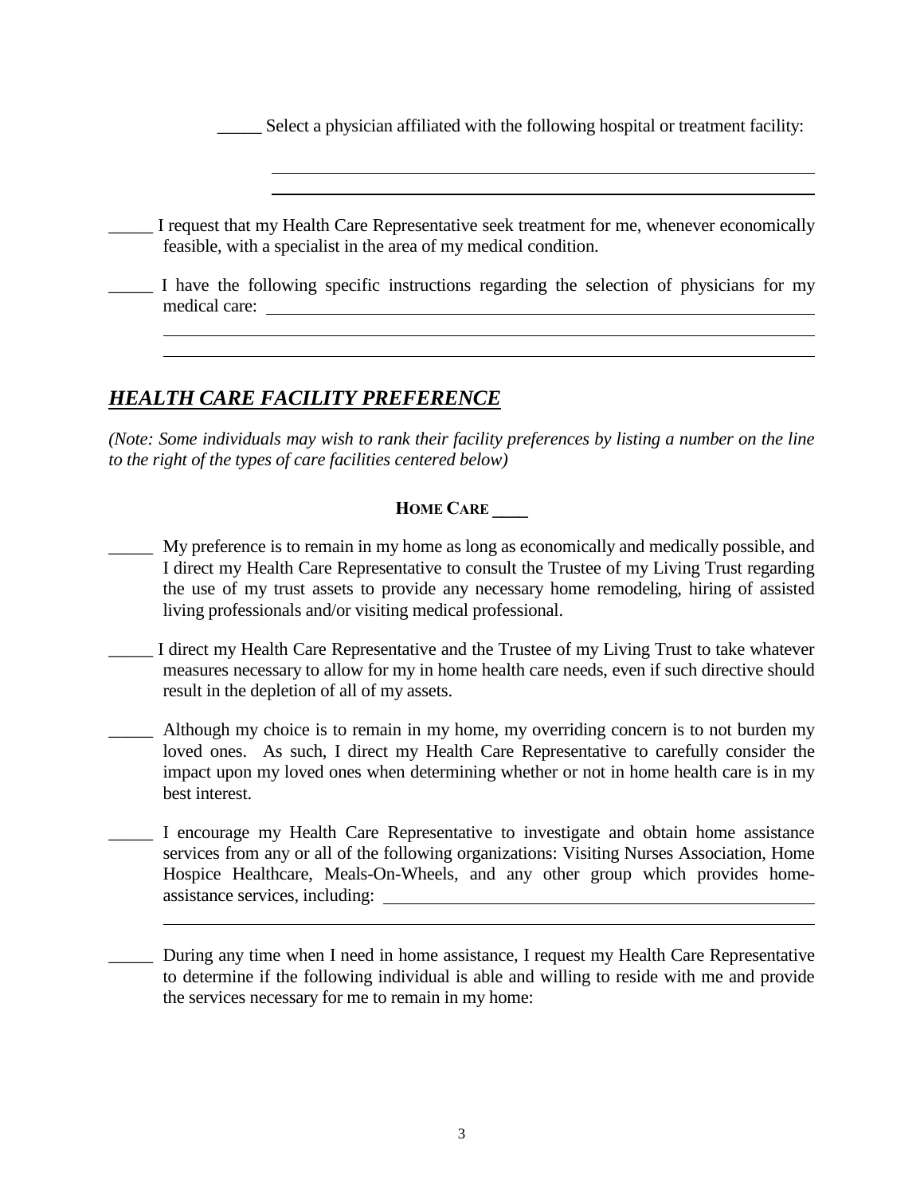_____ Select a physician affiliated with the following hospital or treatment facility:

______________________________________________________________

______________________________________________________________

_____ I request that my Health Care Representative seek treatment for me, whenever economically feasible, with a specialist in the area of my medical condition.

_____ I have the following specific instructions regarding the selection of physicians for my medical care: ______________________________________________________________

______________________________________________________________

______________________________________________________________

## ***HEALTH CARE FACILITY PREFERENCE***

*(Note: Some individuals may wish to rank their facility preferences by listing a number on the line to the right of the types of care facilities centered below)*

**HOME CARE ____**

_____ My preference is to remain in my home as long as economically and medically possible, and I direct my Health Care Representative to consult the Trustee of my Living Trust regarding the use of my trust assets to provide any necessary home remodeling, hiring of assisted living professionals and/or visiting medical professional.

_____ I direct my Health Care Representative and the Trustee of my Living Trust to take whatever measures necessary to allow for my in home health care needs, even if such directive should result in the depletion of all of my assets.

_____ Although my choice is to remain in my home, my overriding concern is to not burden my loved ones. As such, I direct my Health Care Representative to carefully consider the impact upon my loved ones when determining whether or not in home health care is in my best interest.

_____ I encourage my Health Care Representative to investigate and obtain home assistance services from any or all of the following organizations: Visiting Nurses Association, Home Hospice Healthcare, Meals-On-Wheels, and any other group which provides home-assistance services, including: ______________________________________________________________

______________________________________________________________

_____ During any time when I need in home assistance, I request my Health Care Representative to determine if the following individual is able and willing to reside with me and provide the services necessary for me to remain in my home: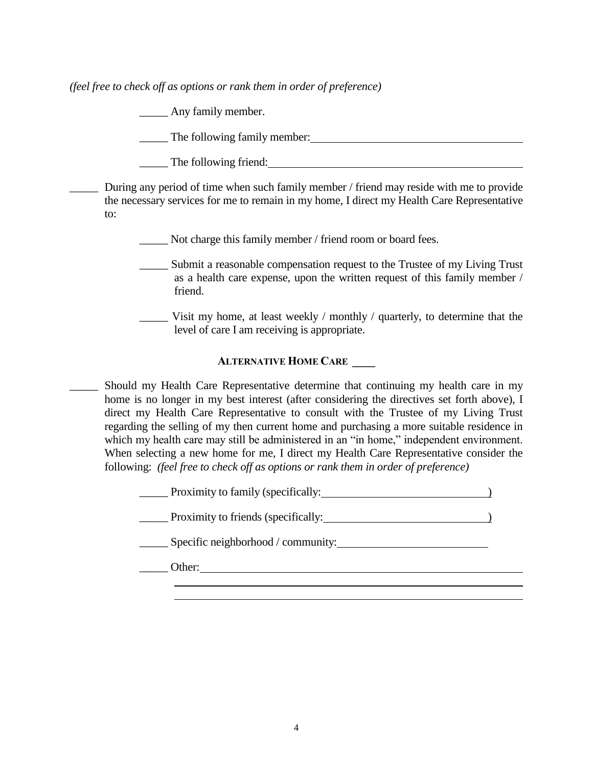*(feel free to check off as options or rank them in order of preference)*

_____ Any family member.

_____ The following family member: ______________________________________

_____ The following friend: ______________________________________________

_____ During any period of time when such family member / friend may reside with me to provide the necessary services for me to remain in my home, I direct my Health Care Representative to:

_____ Not charge this family member / friend room or board fees.

_____ Submit a reasonable compensation request to the Trustee of my Living Trust as a health care expense, upon the written request of this family member / friend.

_____ Visit my home, at least weekly / monthly / quarterly, to determine that the level of care I am receiving is appropriate.

### ALTERNATIVE HOME CARE ____

_____ Should my Health Care Representative determine that continuing my health care in my home is no longer in my best interest (after considering the directives set forth above), I direct my Health Care Representative to consult with the Trustee of my Living Trust regarding the selling of my then current home and purchasing a more suitable residence in which my health care may still be administered in an "in home," independent environment. When selecting a new home for me, I direct my Health Care Representative consider the following: *(feel free to check off as options or rank them in order of preference)*

_____ Proximity to family (specifically: ______________________________)

_____ Proximity to friends (specifically: ______________________________)

_____ Specific neighborhood / community: ____________________________

_____ Other: ____________________________________________________________

________________________________________________________________________

________________________________________________________________________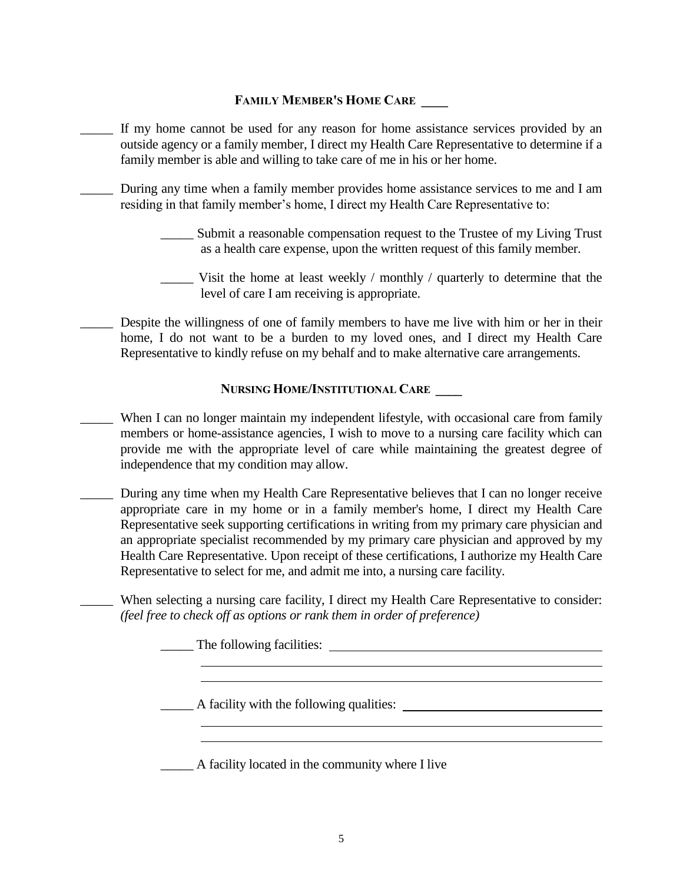## FAMILY MEMBER'S HOME CARE ____

_____ If my home cannot be used for any reason for home assistance services provided by an outside agency or a family member, I direct my Health Care Representative to determine if a family member is able and willing to take care of me in his or her home.

_____ During any time when a family member provides home assistance services to me and I am residing in that family member's home, I direct my Health Care Representative to:

> _____ Submit a reasonable compensation request to the Trustee of my Living Trust as a health care expense, upon the written request of this family member.
>
> _____ Visit the home at least weekly / monthly / quarterly to determine that the level of care I am receiving is appropriate.

_____ Despite the willingness of one of family members to have me live with him or her in their home, I do not want to be a burden to my loved ones, and I direct my Health Care Representative to kindly refuse on my behalf and to make alternative care arrangements.

## NURSING HOME/INSTITUTIONAL CARE ____

_____ When I can no longer maintain my independent lifestyle, with occasional care from family members or home-assistance agencies, I wish to move to a nursing care facility which can provide me with the appropriate level of care while maintaining the greatest degree of independence that my condition may allow.

_____ During any time when my Health Care Representative believes that I can no longer receive appropriate care in my home or in a family member's home, I direct my Health Care Representative seek supporting certifications in writing from my primary care physician and an appropriate specialist recommended by my primary care physician and approved by my Health Care Representative. Upon receipt of these certifications, I authorize my Health Care Representative to select for me, and admit me into, a nursing care facility.

_____ When selecting a nursing care facility, I direct my Health Care Representative to consider: *(feel free to check off as options or rank them in order of preference)*

> _____ The following facilities: ____________________________________________
>
> ____________________________________________________________________
>
> ____________________________________________________________________
>
> _____ A facility with the following qualities: _______________________________
>
> ____________________________________________________________________
>
> ____________________________________________________________________
>
> _____ A facility located in the community where I live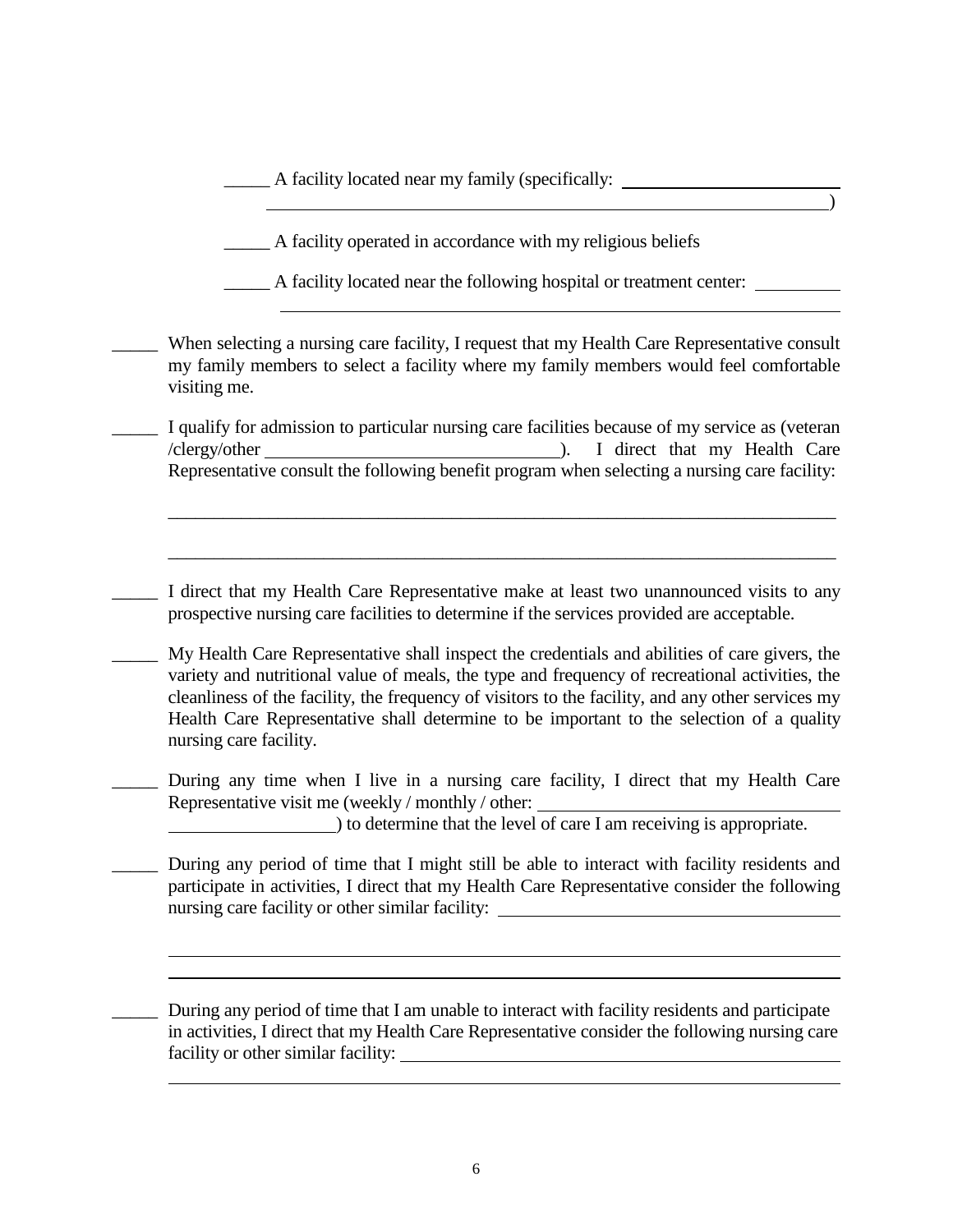_____ A facility located near my family (specifically: ______________________________
______________________________________________________________)

_____ A facility operated in accordance with my religious beliefs

_____ A facility located near the following hospital or treatment center: __________
______________________________________________________________

_____ When selecting a nursing care facility, I request that my Health Care Representative consult my family members to select a facility where my family members would feel comfortable visiting me.

_____ I qualify for admission to particular nursing care facilities because of my service as (veteran /clergy/other ________________________________). I direct that my Health Care Representative consult the following benefit program when selecting a nursing care facility:

______________________________________________________________________________

______________________________________________________________________________

_____ I direct that my Health Care Representative make at least two unannounced visits to any prospective nursing care facilities to determine if the services provided are acceptable.

_____ My Health Care Representative shall inspect the credentials and abilities of care givers, the variety and nutritional value of meals, the type and frequency of recreational activities, the cleanliness of the facility, the frequency of visitors to the facility, and any other services my Health Care Representative shall determine to be important to the selection of a quality nursing care facility.

_____ During any time when I live in a nursing care facility, I direct that my Health Care Representative visit me (weekly / monthly / other: ________________________________
__________________) to determine that the level of care I am receiving is appropriate.

_____ During any period of time that I might still be able to interact with facility residents and participate in activities, I direct that my Health Care Representative consider the following nursing care facility or other similar facility: ____________________________________

______________________________________________________________________________

______________________________________________________________________________

_____ During any period of time that I am unable to interact with facility residents and participate in activities, I direct that my Health Care Representative consider the following nursing care facility or other similar facility: ______________________________________________

______________________________________________________________________________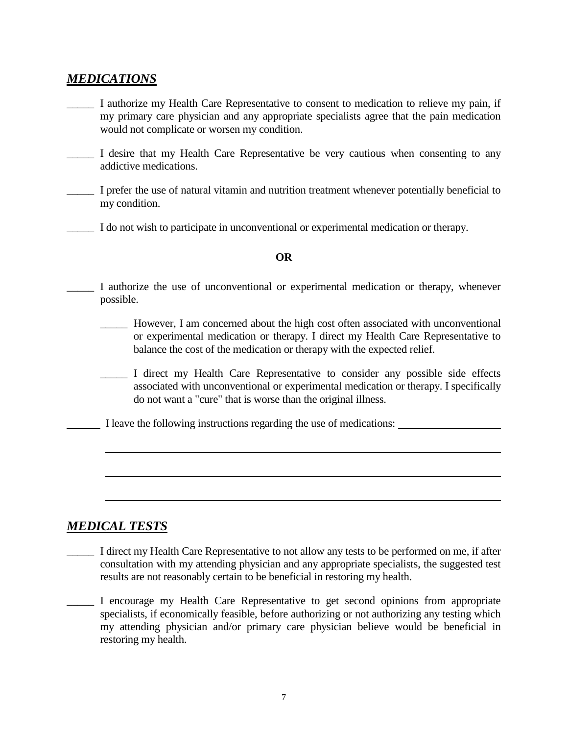## ***MEDICATIONS***

_____ I authorize my Health Care Representative to consent to medication to relieve my pain, if my primary care physician and any appropriate specialists agree that the pain medication would not complicate or worsen my condition.

_____ I desire that my Health Care Representative be very cautious when consenting to any addictive medications.

_____ I prefer the use of natural vitamin and nutrition treatment whenever potentially beneficial to my condition.

_____ I do not wish to participate in unconventional or experimental medication or therapy.

**OR**

_____ I authorize the use of unconventional or experimental medication or therapy, whenever possible.

> _____ However, I am concerned about the high cost often associated with unconventional or experimental medication or therapy. I direct my Health Care Representative to balance the cost of the medication or therapy with the expected relief.
>
> _____ I direct my Health Care Representative to consider any possible side effects associated with unconventional or experimental medication or therapy. I specifically do not want a "cure" that is worse than the original illness.

_______ I leave the following instructions regarding the use of medications: ____________________

______________________________________________________________________________

______________________________________________________________________________

______________________________________________________________________________

## ***MEDICAL TESTS***

_____ I direct my Health Care Representative to not allow any tests to be performed on me, if after consultation with my attending physician and any appropriate specialists, the suggested test results are not reasonably certain to be beneficial in restoring my health.

_____ I encourage my Health Care Representative to get second opinions from appropriate specialists, if economically feasible, before authorizing or not authorizing any testing which my attending physician and/or primary care physician believe would be beneficial in restoring my health.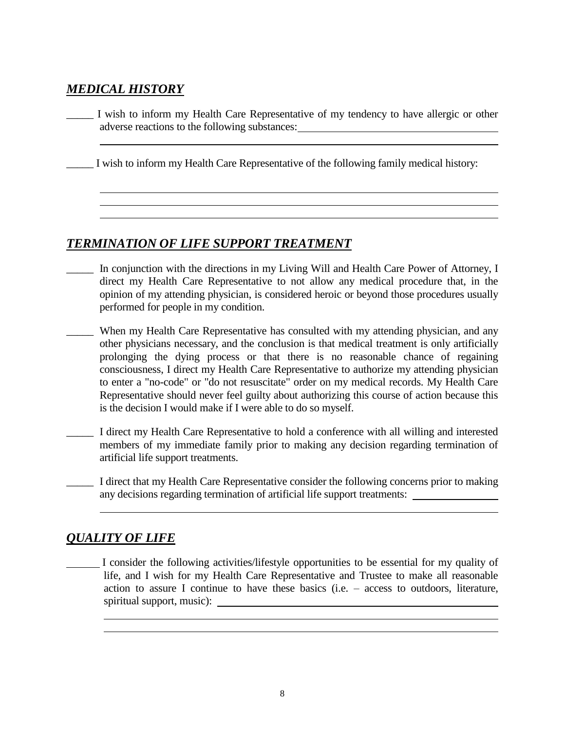## ***MEDICAL HISTORY***

_____ I wish to inform my Health Care Representative of my tendency to have allergic or other adverse reactions to the following substances: ______________________________________

______________________________________________________________________________

_____ I wish to inform my Health Care Representative of the following family medical history:

______________________________________________________________________________

______________________________________________________________________________

______________________________________________________________________________

## ***TERMINATION OF LIFE SUPPORT TREATMENT***

_____ In conjunction with the directions in my Living Will and Health Care Power of Attorney, I direct my Health Care Representative to not allow any medical procedure that, in the opinion of my attending physician, is considered heroic or beyond those procedures usually performed for people in my condition.

_____ When my Health Care Representative has consulted with my attending physician, and any other physicians necessary, and the conclusion is that medical treatment is only artificially prolonging the dying process or that there is no reasonable chance of regaining consciousness, I direct my Health Care Representative to authorize my attending physician to enter a "no-code" or "do not resuscitate" order on my medical records. My Health Care Representative should never feel guilty about authorizing this course of action because this is the decision I would make if I were able to do so myself.

_____ I direct my Health Care Representative to hold a conference with all willing and interested members of my immediate family prior to making any decision regarding termination of artificial life support treatments.

_____ I direct that my Health Care Representative consider the following concerns prior to making any decisions regarding termination of artificial life support treatments: ________________

______________________________________________________________________________

## ***QUALITY OF LIFE***

______ I consider the following activities/lifestyle opportunities to be essential for my quality of life, and I wish for my Health Care Representative and Trustee to make all reasonable action to assure I continue to have these basics (i.e. – access to outdoors, literature, spiritual support, music): ________________________________________________

______________________________________________________________________________

______________________________________________________________________________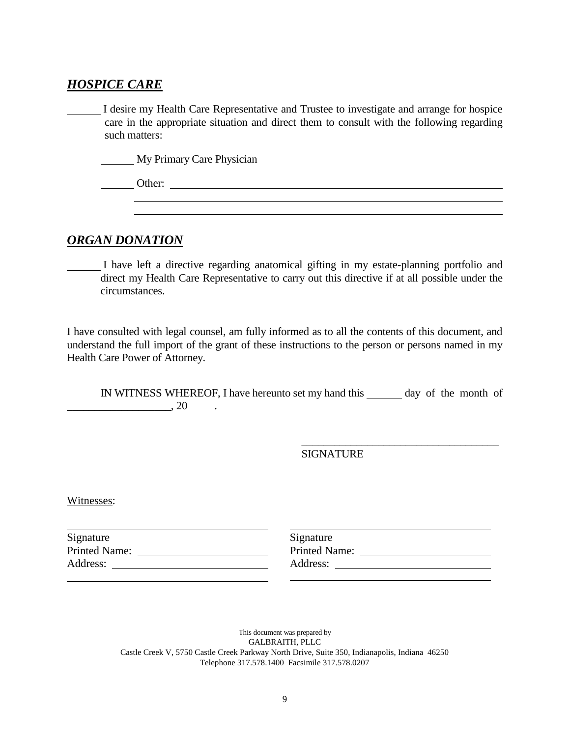## ***HOSPICE CARE***

______ I desire my Health Care Representative and Trustee to investigate and arrange for hospice care in the appropriate situation and direct them to consult with the following regarding such matters:

______ My Primary Care Physician

______ Other: ____________________________________________________________

____________________________________________________________

____________________________________________________________

## ***ORGAN DONATION***

______ I have left a directive regarding anatomical gifting in my estate-planning portfolio and direct my Health Care Representative to carry out this directive if at all possible under the circumstances.

I have consulted with legal counsel, am fully informed as to all the contents of this document, and understand the full import of the grant of these instructions to the person or persons named in my Health Care Power of Attorney.

IN WITNESS WHEREOF, I have hereunto set my hand this ______ day of the month of ___________________, 20_____.

____________________________________

SIGNATURE

Witnesses:

| | |
|---|---|
| ____________________________________ | ____________________________________ |
| Signature | Signature |
| Printed Name: ______________________ | Printed Name: ______________________ |
| Address: __________________________ | Address: __________________________ |
| ____________________________________ | ____________________________________ |

This document was prepared by
GALBRAITH, PLLC
Castle Creek V, 5750 Castle Creek Parkway North Drive, Suite 350, Indianapolis, Indiana 46250
Telephone 317.578.1400 Facsimile 317.578.0207